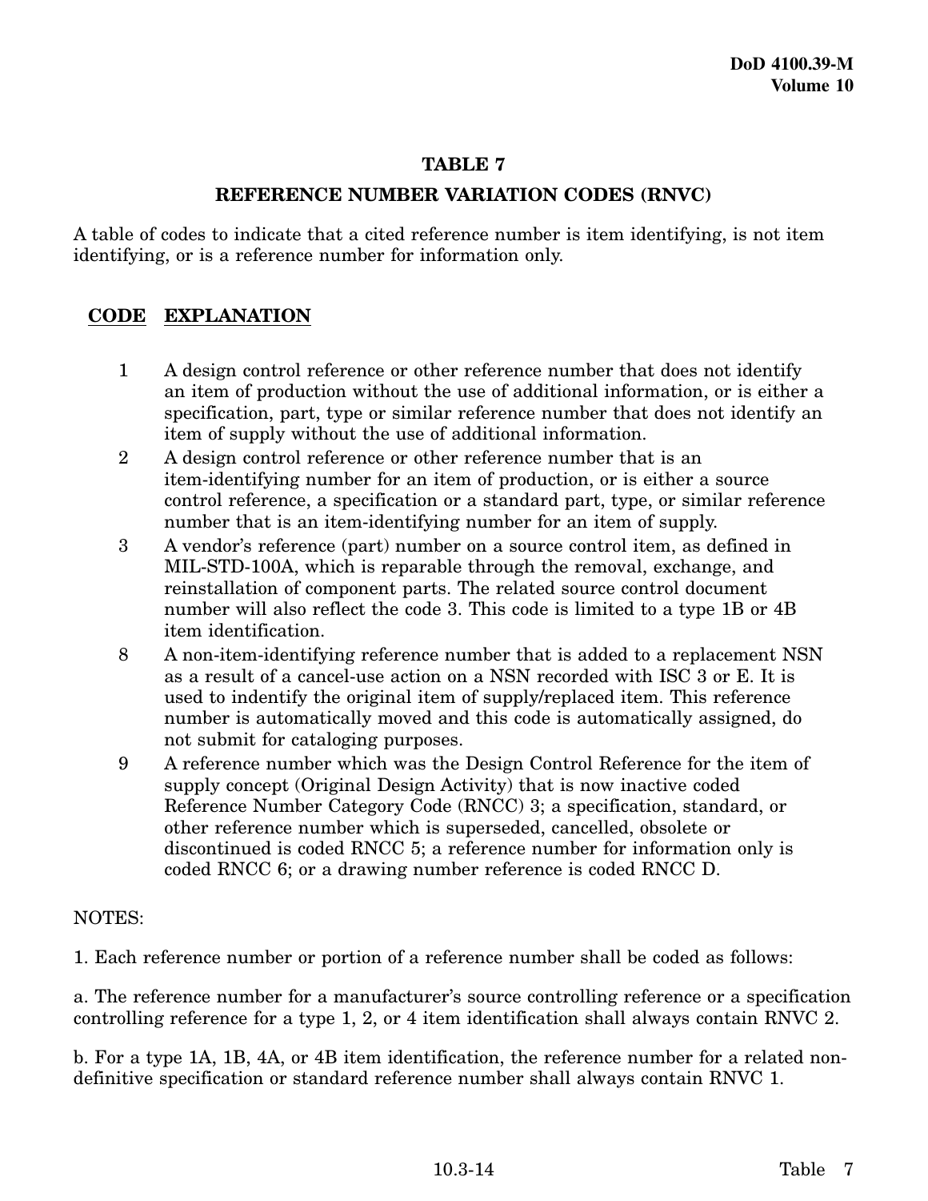## TABLE 7

## REFERENCE NUMBER VARIATION CODES (RNVC)

A table of codes to indicate that a cited reference number is item identifying, is not item identifying, or is a reference number for information only.

| CODE | EXPLANATION |
|---|---|
| 1 | A design control reference or other reference number that does not identify an item of production without the use of additional information, or is either a specification, part, type or similar reference number that does not identify an item of supply without the use of additional information. |
| 2 | A design control reference or other reference number that is an item-identifying number for an item of production, or is either a source control reference, a specification or a standard part, type, or similar reference number that is an item-identifying number for an item of supply. |
| 3 | A vendor's reference (part) number on a source control item, as defined in MIL-STD-100A, which is reparable through the removal, exchange, and reinstallation of component parts. The related source control document number will also reflect the code 3. This code is limited to a type 1B or 4B item identification. |
| 8 | A non-item-identifying reference number that is added to a replacement NSN as a result of a cancel-use action on a NSN recorded with ISC 3 or E. It is used to indentify the original item of supply/replaced item. This reference number is automatically moved and this code is automatically assigned, do not submit for cataloging purposes. |
| 9 | A reference number which was the Design Control Reference for the item of supply concept (Original Design Activity) that is now inactive coded Reference Number Category Code (RNCC) 3; a specification, standard, or other reference number which is superseded, cancelled, obsolete or discontinued is coded RNCC 5; a reference number for information only is coded RNCC 6; or a drawing number reference is coded RNCC D. |

NOTES:

1. Each reference number or portion of a reference number shall be coded as follows:

a. The reference number for a manufacturer's source controlling reference or a specification controlling reference for a type 1, 2, or 4 item identification shall always contain RNVC 2.

b. For a type 1A, 1B, 4A, or 4B item identification, the reference number for a related non-definitive specification or standard reference number shall always contain RNVC 1.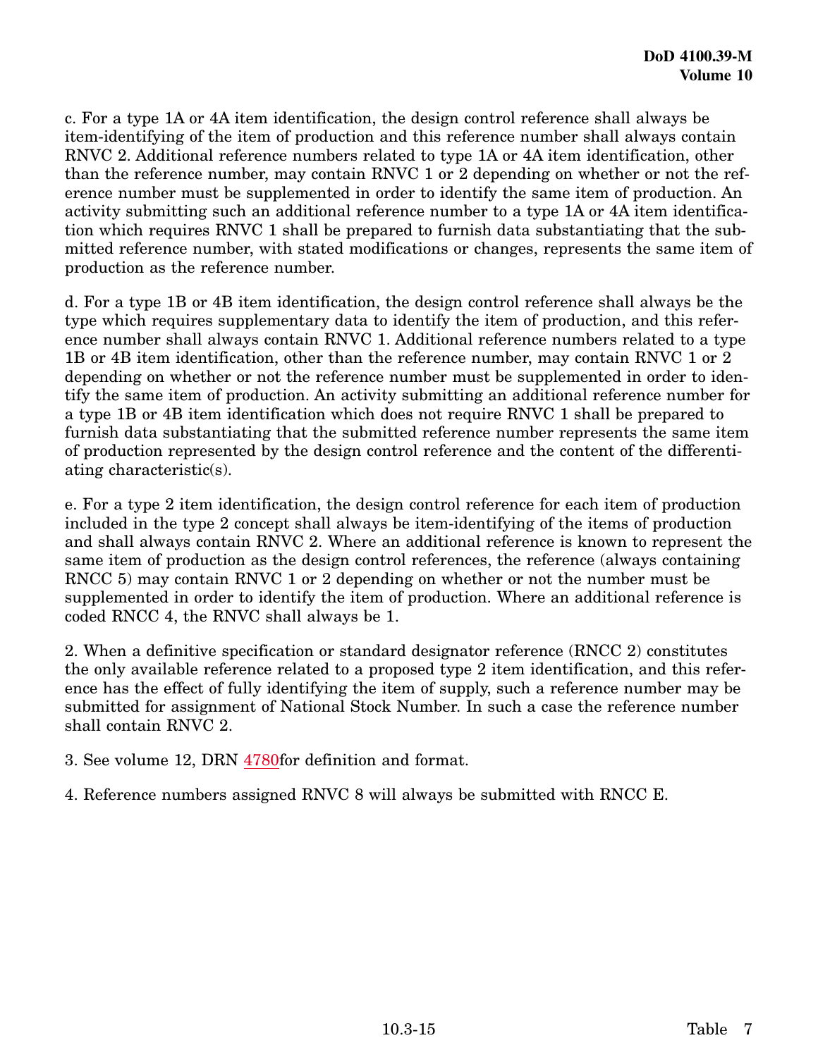c. For a type 1A or 4A item identification, the design control reference shall always be item-identifying of the item of production and this reference number shall always contain RNVC 2. Additional reference numbers related to type 1A or 4A item identification, other than the reference number, may contain RNVC 1 or 2 depending on whether or not the reference number must be supplemented in order to identify the same item of production. An activity submitting such an additional reference number to a type 1A or 4A item identification which requires RNVC 1 shall be prepared to furnish data substantiating that the submitted reference number, with stated modifications or changes, represents the same item of production as the reference number.

d. For a type 1B or 4B item identification, the design control reference shall always be the type which requires supplementary data to identify the item of production, and this reference number shall always contain RNVC 1. Additional reference numbers related to a type 1B or 4B item identification, other than the reference number, may contain RNVC 1 or 2 depending on whether or not the reference number must be supplemented in order to identify the same item of production. An activity submitting an additional reference number for a type 1B or 4B item identification which does not require RNVC 1 shall be prepared to furnish data substantiating that the submitted reference number represents the same item of production represented by the design control reference and the content of the differentiating characteristic(s).

e. For a type 2 item identification, the design control reference for each item of production included in the type 2 concept shall always be item-identifying of the items of production and shall always contain RNVC 2. Where an additional reference is known to represent the same item of production as the design control references, the reference (always containing RNCC 5) may contain RNVC 1 or 2 depending on whether or not the number must be supplemented in order to identify the item of production. Where an additional reference is coded RNCC 4, the RNVC shall always be 1.

2. When a definitive specification or standard designator reference (RNCC 2) constitutes the only available reference related to a proposed type 2 item identification, and this reference has the effect of fully identifying the item of supply, such a reference number may be submitted for assignment of National Stock Number. In such a case the reference number shall contain RNVC 2.

3. See volume 12, DRN 4780for definition and format.

4. Reference numbers assigned RNVC 8 will always be submitted with RNCC E.